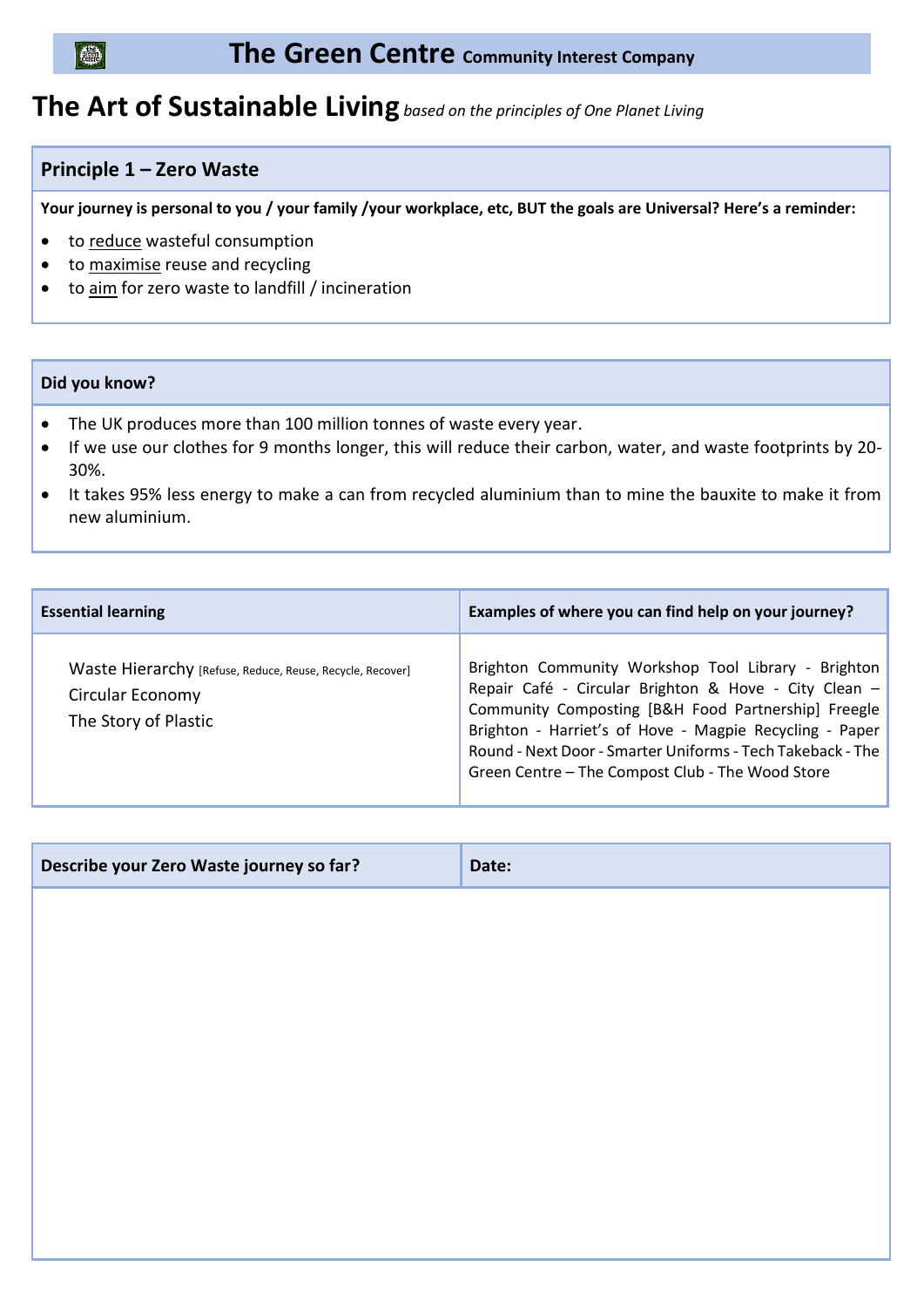# The Green Centre Community Interest Company

# The Art of Sustainable Living *based on the principles of One Planet Living*

## Principle 1 – Zero Waste

**Your journey is personal to you / your family /your workplace, etc, BUT the goals are Universal? Here's a reminder:**

- to <u>reduce</u> wasteful consumption
- to <u>maximise</u> reuse and recycling
- to <u>aim</u> for zero waste to landfill / incineration

### Did you know?

- The UK produces more than 100 million tonnes of waste every year.
- If we use our clothes for 9 months longer, this will reduce their carbon, water, and waste footprints by 20-30%.
- It takes 95% less energy to make a can from recycled aluminium than to mine the bauxite to make it from new aluminium.

| Essential learning | Examples of where you can find help on your journey? |
| --- | --- |
| Waste Hierarchy [Refuse, Reduce, Reuse, Recycle, Recover]<br>Circular Economy<br>The Story of Plastic | Brighton Community Workshop Tool Library - Brighton Repair Café - Circular Brighton & Hove - City Clean – Community Composting [B&H Food Partnership] Freegle Brighton - Harriet's of Hove - Magpie Recycling - Paper Round - Next Door - Smarter Uniforms - Tech Takeback - The Green Centre – The Compost Club - The Wood Store |

| Describe your Zero Waste journey so far? | Date: |
| --- | --- |
| | |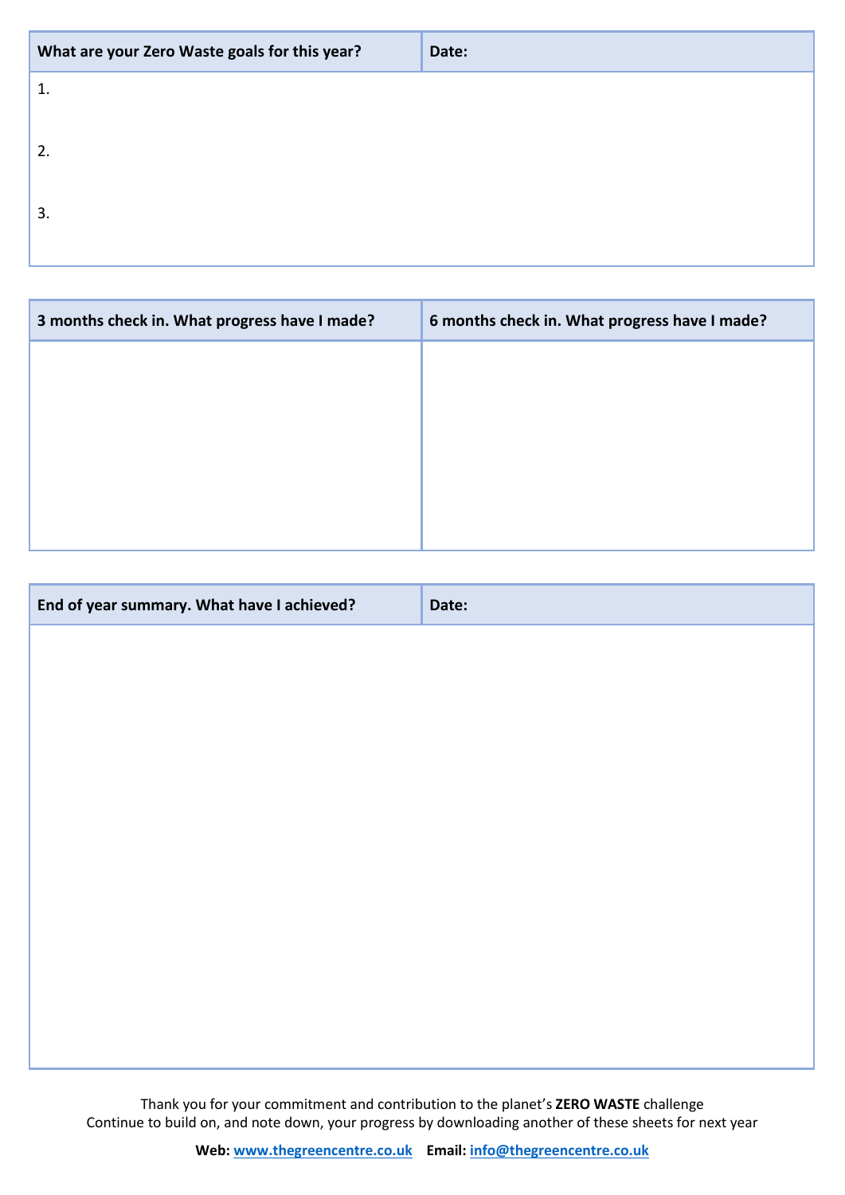| What are your Zero Waste goals for this year? | Date: |
| --- | --- |
| 1.<br><br>2.<br><br>3. | |

| 3 months check in. What progress have I made? | 6 months check in. What progress have I made? |
| --- | --- |
| | |

| End of year summary. What have I achieved? | Date: |
| --- | --- |
| | |

Thank you for your commitment and contribution to the planet's **ZERO WASTE** challenge
Continue to build on, and note down, your progress by downloading another of these sheets for next year

**Web:** [www.thegreencentre.co.uk](http://www.thegreencentre.co.uk) **Email:** [info@thegreencentre.co.uk](mailto:info@thegreencentre.co.uk)